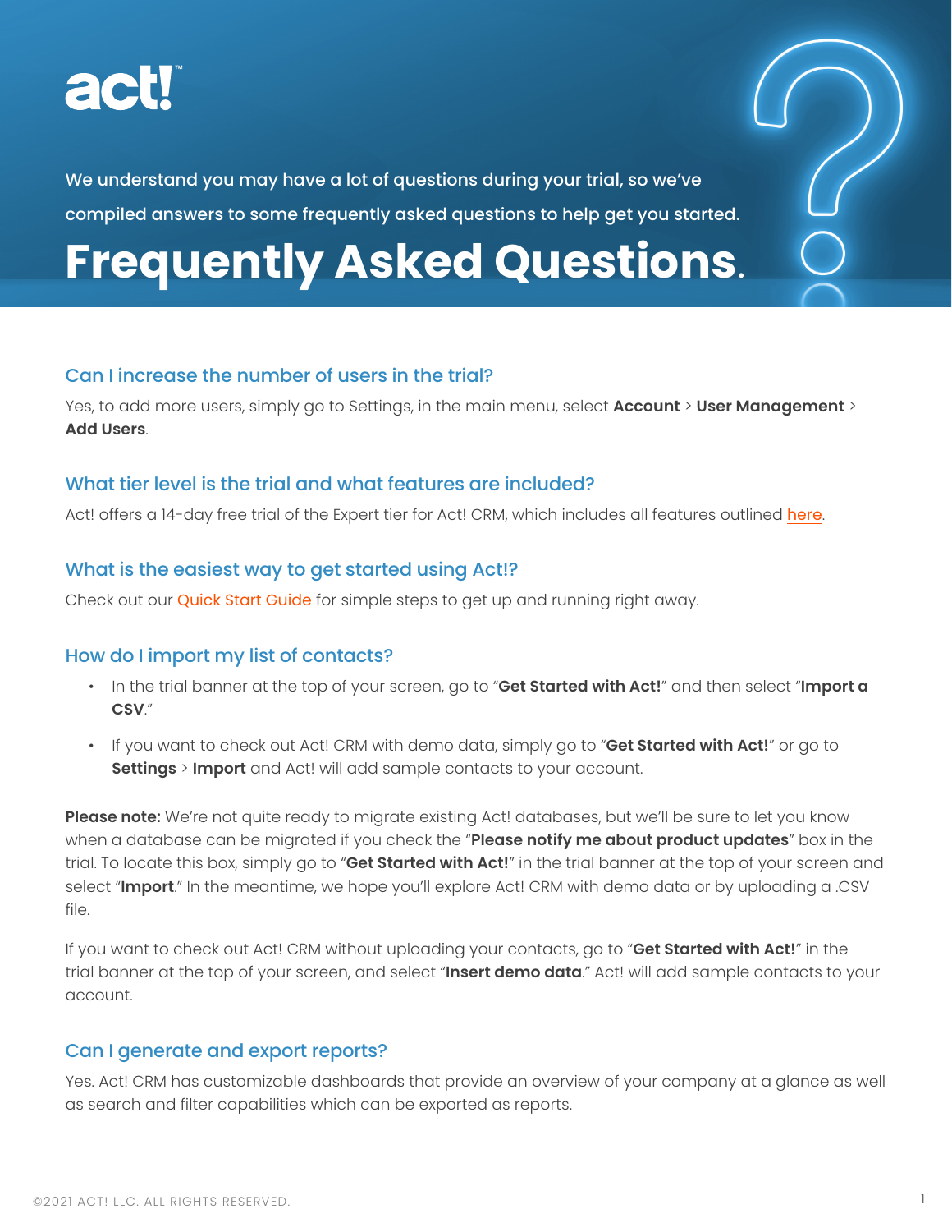act!™

We understand you may have a lot of questions during your trial, so we've compiled answers to some frequently asked questions to help get you started.

# Frequently Asked Questions.

## Can I increase the number of users in the trial?

Yes, to add more users, simply go to Settings, in the main menu, select **Account** > **User Management** > **Add Users**.

## What tier level is the trial and what features are included?

Act! offers a 14-day free trial of the Expert tier for Act! CRM, which includes all features outlined here.

## What is the easiest way to get started using Act!?

Check out our Quick Start Guide for simple steps to get up and running right away.

## How do I import my list of contacts?

- In the trial banner at the top of your screen, go to "**Get Started with Act!**" and then select "**Import a CSV**."
- If you want to check out Act! CRM with demo data, simply go to "**Get Started with Act!**" or go to **Settings** > **Import** and Act! will add sample contacts to your account.

**Please note:** We're not quite ready to migrate existing Act! databases, but we'll be sure to let you know when a database can be migrated if you check the "**Please notify me about product updates**" box in the trial. To locate this box, simply go to "**Get Started with Act!**" in the trial banner at the top of your screen and select "**Import**." In the meantime, we hope you'll explore Act! CRM with demo data or by uploading a .CSV file.

If you want to check out Act! CRM without uploading your contacts, go to "**Get Started with Act!**" in the trial banner at the top of your screen, and select "**Insert demo data**." Act! will add sample contacts to your account.

## Can I generate and export reports?

Yes. Act! CRM has customizable dashboards that provide an overview of your company at a glance as well as search and filter capabilities which can be exported as reports.

©2021 ACT! LLC. ALL RIGHTS RESERVED.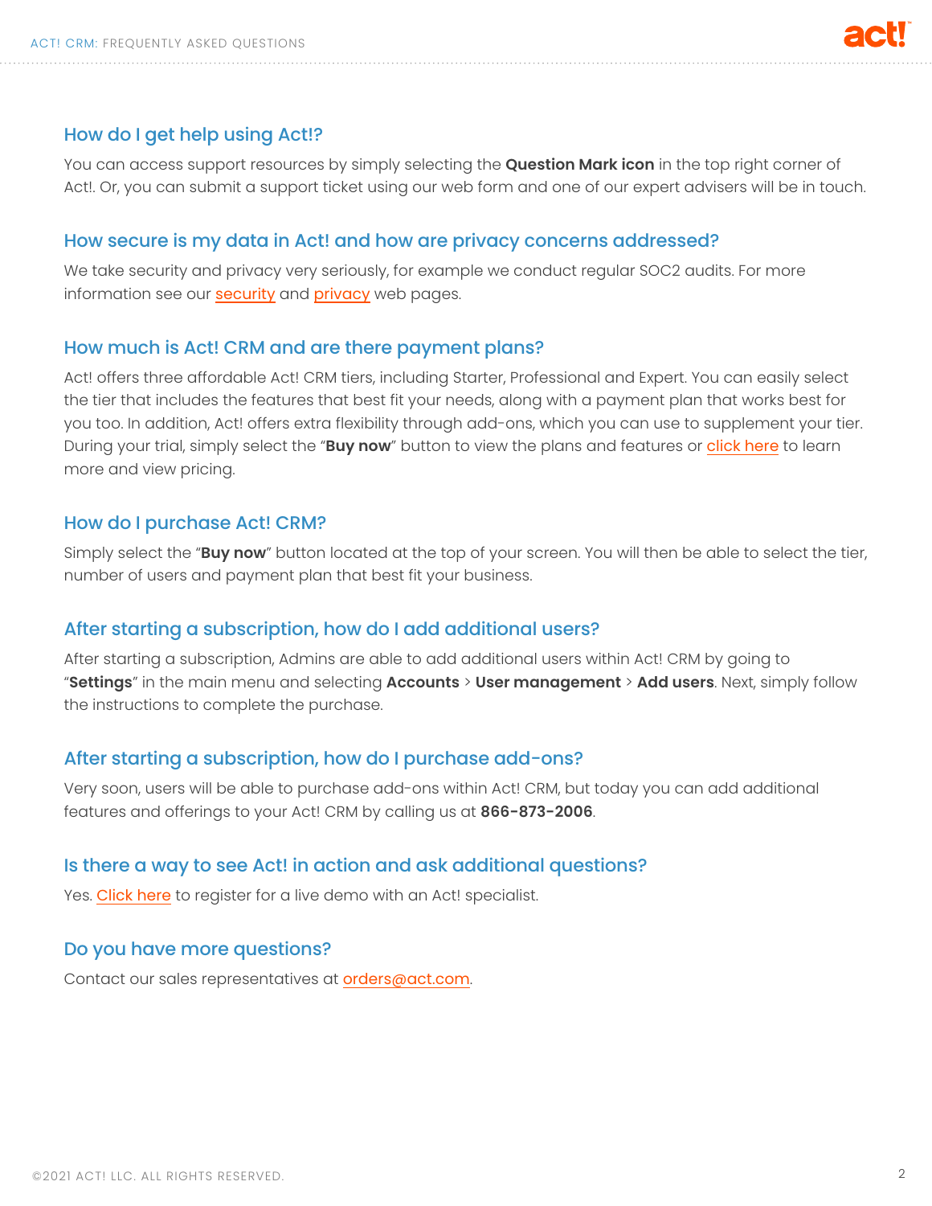## How do I get help using Act!?

You can access support resources by simply selecting the **Question Mark icon** in the top right corner of Act!. Or, you can submit a support ticket using our web form and one of our expert advisers will be in touch.

## How secure is my data in Act! and how are privacy concerns addressed?

We take security and privacy very seriously, for example we conduct regular SOC2 audits. For more information see our security and privacy web pages.

## How much is Act! CRM and are there payment plans?

Act! offers three affordable Act! CRM tiers, including Starter, Professional and Expert. You can easily select the tier that includes the features that best fit your needs, along with a payment plan that works best for you too. In addition, Act! offers extra flexibility through add-ons, which you can use to supplement your tier. During your trial, simply select the "**Buy now**" button to view the plans and features or click here to learn more and view pricing.

## How do I purchase Act! CRM?

Simply select the "**Buy now**" button located at the top of your screen. You will then be able to select the tier, number of users and payment plan that best fit your business.

## After starting a subscription, how do I add additional users?

After starting a subscription, Admins are able to add additional users within Act! CRM by going to "**Settings**" in the main menu and selecting **Accounts** > **User management** > **Add users**. Next, simply follow the instructions to complete the purchase.

## After starting a subscription, how do I purchase add-ons?

Very soon, users will be able to purchase add-ons within Act! CRM, but today you can add additional features and offerings to your Act! CRM by calling us at **866-873-2006**.

## Is there a way to see Act! in action and ask additional questions?

Yes. Click here to register for a live demo with an Act! specialist.

## Do you have more questions?

Contact our sales representatives at orders@act.com.